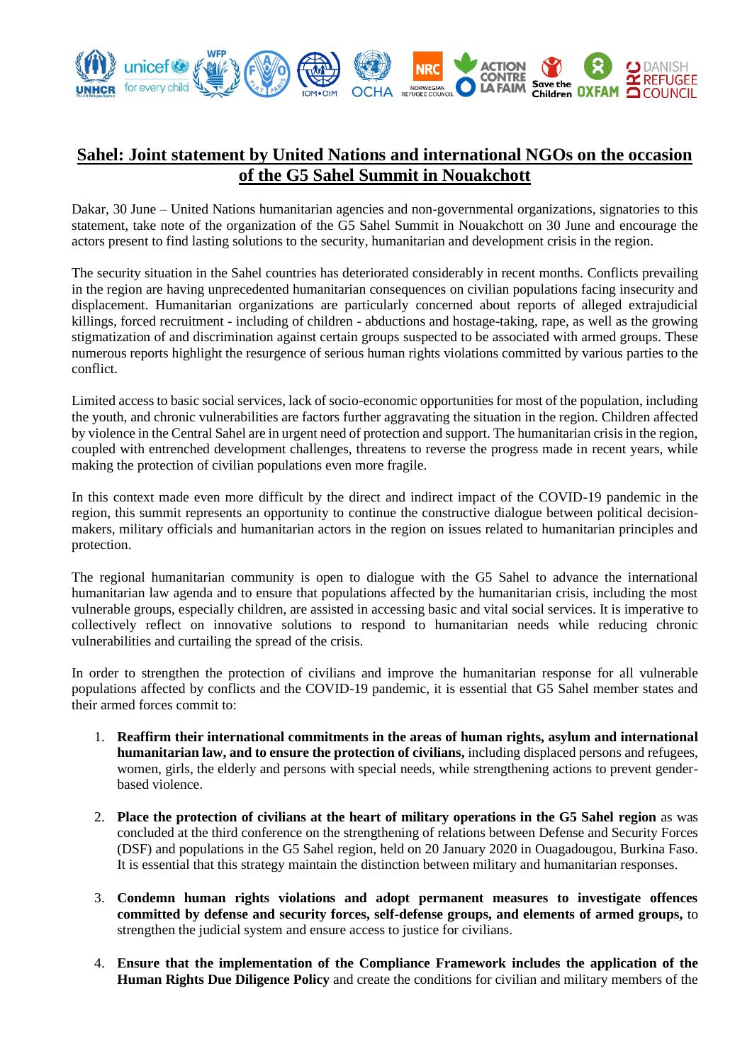# Sahel: Joint statement by United Nations and international NGOs on the occasion of the G5 Sahel Summit in Nouakchott

Dakar, 30 June – United Nations humanitarian agencies and non-governmental organizations, signatories to this statement, take note of the organization of the G5 Sahel Summit in Nouakchott on 30 June and encourage the actors present to find lasting solutions to the security, humanitarian and development crisis in the region.

The security situation in the Sahel countries has deteriorated considerably in recent months. Conflicts prevailing in the region are having unprecedented humanitarian consequences on civilian populations facing insecurity and displacement. Humanitarian organizations are particularly concerned about reports of alleged extrajudicial killings, forced recruitment - including of children - abductions and hostage-taking, rape, as well as the growing stigmatization of and discrimination against certain groups suspected to be associated with armed groups. These numerous reports highlight the resurgence of serious human rights violations committed by various parties to the conflict.

Limited access to basic social services, lack of socio-economic opportunities for most of the population, including the youth, and chronic vulnerabilities are factors further aggravating the situation in the region. Children affected by violence in the Central Sahel are in urgent need of protection and support. The humanitarian crisis in the region, coupled with entrenched development challenges, threatens to reverse the progress made in recent years, while making the protection of civilian populations even more fragile.

In this context made even more difficult by the direct and indirect impact of the COVID-19 pandemic in the region, this summit represents an opportunity to continue the constructive dialogue between political decision-makers, military officials and humanitarian actors in the region on issues related to humanitarian principles and protection.

The regional humanitarian community is open to dialogue with the G5 Sahel to advance the international humanitarian law agenda and to ensure that populations affected by the humanitarian crisis, including the most vulnerable groups, especially children, are assisted in accessing basic and vital social services. It is imperative to collectively reflect on innovative solutions to respond to humanitarian needs while reducing chronic vulnerabilities and curtailing the spread of the crisis.

In order to strengthen the protection of civilians and improve the humanitarian response for all vulnerable populations affected by conflicts and the COVID-19 pandemic, it is essential that G5 Sahel member states and their armed forces commit to:

1. **Reaffirm their international commitments in the areas of human rights, asylum and international humanitarian law, and to ensure the protection of civilians,** including displaced persons and refugees, women, girls, the elderly and persons with special needs, while strengthening actions to prevent gender-based violence.

2. **Place the protection of civilians at the heart of military operations in the G5 Sahel region** as was concluded at the third conference on the strengthening of relations between Defense and Security Forces (DSF) and populations in the G5 Sahel region, held on 20 January 2020 in Ouagadougou, Burkina Faso. It is essential that this strategy maintain the distinction between military and humanitarian responses.

3. **Condemn human rights violations and adopt permanent measures to investigate offences committed by defense and security forces, self-defense groups, and elements of armed groups,** to strengthen the judicial system and ensure access to justice for civilians.

4. **Ensure that the implementation of the Compliance Framework includes the application of the Human Rights Due Diligence Policy** and create the conditions for civilian and military members of the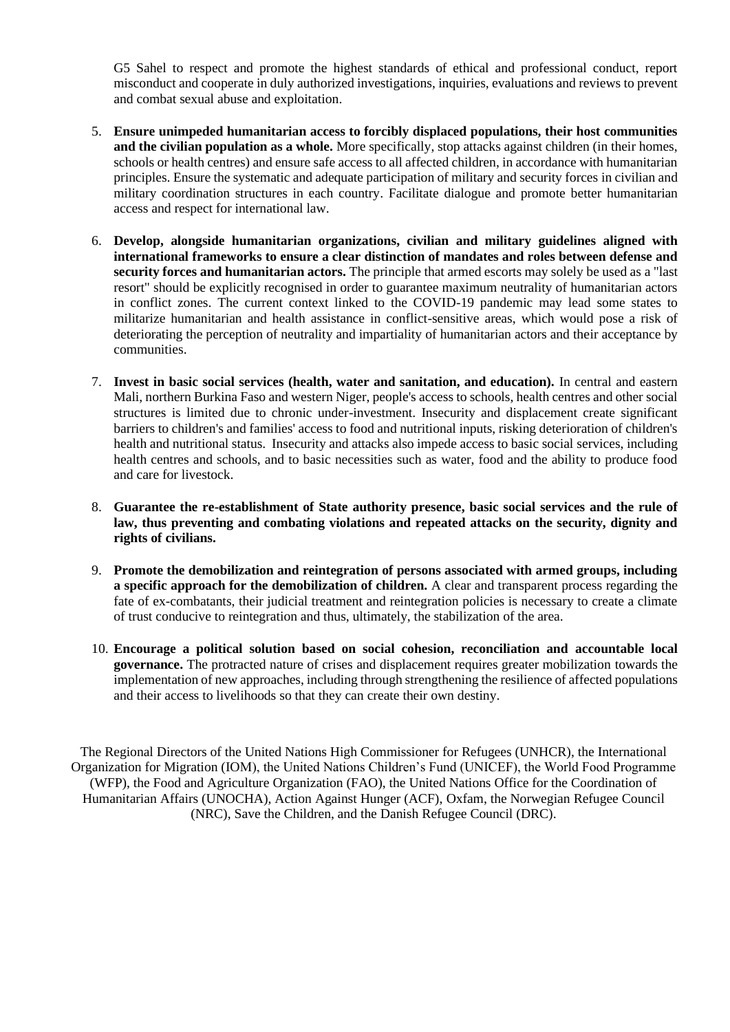G5 Sahel to respect and promote the highest standards of ethical and professional conduct, report misconduct and cooperate in duly authorized investigations, inquiries, evaluations and reviews to prevent and combat sexual abuse and exploitation.

5. **Ensure unimpeded humanitarian access to forcibly displaced populations, their host communities and the civilian population as a whole.** More specifically, stop attacks against children (in their homes, schools or health centres) and ensure safe access to all affected children, in accordance with humanitarian principles. Ensure the systematic and adequate participation of military and security forces in civilian and military coordination structures in each country. Facilitate dialogue and promote better humanitarian access and respect for international law.

6. **Develop, alongside humanitarian organizations, civilian and military guidelines aligned with international frameworks to ensure a clear distinction of mandates and roles between defense and security forces and humanitarian actors.** The principle that armed escorts may solely be used as a "last resort" should be explicitly recognised in order to guarantee maximum neutrality of humanitarian actors in conflict zones. The current context linked to the COVID-19 pandemic may lead some states to militarize humanitarian and health assistance in conflict-sensitive areas, which would pose a risk of deteriorating the perception of neutrality and impartiality of humanitarian actors and their acceptance by communities.

7. **Invest in basic social services (health, water and sanitation, and education).** In central and eastern Mali, northern Burkina Faso and western Niger, people's access to schools, health centres and other social structures is limited due to chronic under-investment. Insecurity and displacement create significant barriers to children's and families' access to food and nutritional inputs, risking deterioration of children's health and nutritional status. Insecurity and attacks also impede access to basic social services, including health centres and schools, and to basic necessities such as water, food and the ability to produce food and care for livestock.

8. **Guarantee the re-establishment of State authority presence, basic social services and the rule of law, thus preventing and combating violations and repeated attacks on the security, dignity and rights of civilians.**

9. **Promote the demobilization and reintegration of persons associated with armed groups, including a specific approach for the demobilization of children.** A clear and transparent process regarding the fate of ex-combatants, their judicial treatment and reintegration policies is necessary to create a climate of trust conducive to reintegration and thus, ultimately, the stabilization of the area.

10. **Encourage a political solution based on social cohesion, reconciliation and accountable local governance.** The protracted nature of crises and displacement requires greater mobilization towards the implementation of new approaches, including through strengthening the resilience of affected populations and their access to livelihoods so that they can create their own destiny.

The Regional Directors of the United Nations High Commissioner for Refugees (UNHCR), the International Organization for Migration (IOM), the United Nations Children's Fund (UNICEF), the World Food Programme (WFP), the Food and Agriculture Organization (FAO), the United Nations Office for the Coordination of Humanitarian Affairs (UNOCHA), Action Against Hunger (ACF), Oxfam, the Norwegian Refugee Council (NRC), Save the Children, and the Danish Refugee Council (DRC).